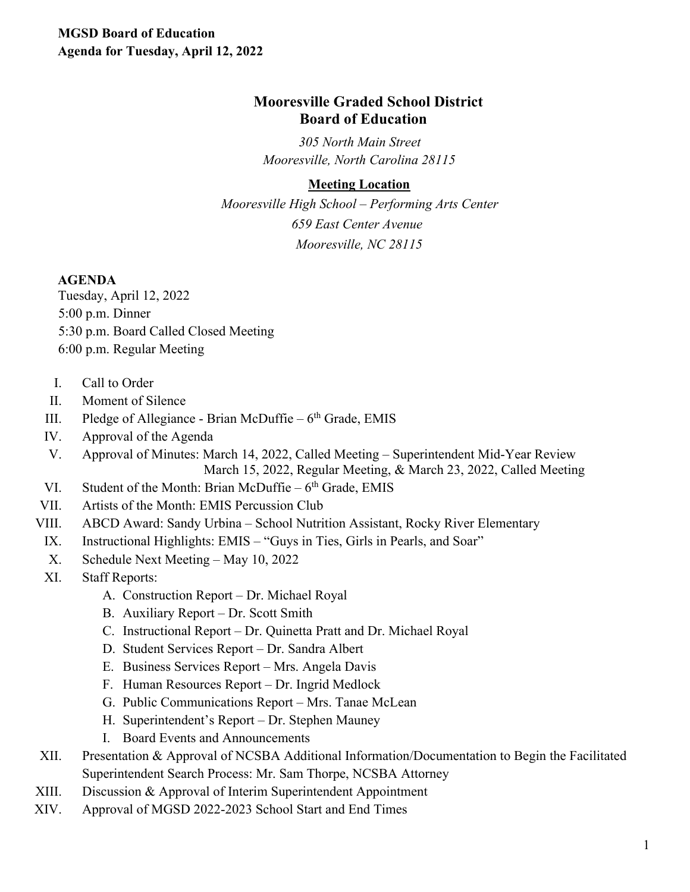**MGSD Board of Education**
**Agenda for Tuesday, April 12, 2022**

## Mooresville Graded School District
## Board of Education

*305 North Main Street*
*Mooresville, North Carolina 28115*

**Meeting Location**

*Mooresville High School – Performing Arts Center*
*659 East Center Avenue*
*Mooresville, NC 28115*

**AGENDA**

Tuesday, April 12, 2022
5:00 p.m. Dinner
5:30 p.m. Board Called Closed Meeting
6:00 p.m. Regular Meeting

I. Call to Order
II. Moment of Silence
III. Pledge of Allegiance - Brian McDuffie – 6th Grade, EMIS
IV. Approval of the Agenda
V. Approval of Minutes: March 14, 2022, Called Meeting – Superintendent Mid-Year Review
March 15, 2022, Regular Meeting, & March 23, 2022, Called Meeting
VI. Student of the Month: Brian McDuffie – 6th Grade, EMIS
VII. Artists of the Month: EMIS Percussion Club
VIII. ABCD Award: Sandy Urbina – School Nutrition Assistant, Rocky River Elementary
IX. Instructional Highlights: EMIS – "Guys in Ties, Girls in Pearls, and Soar"
X. Schedule Next Meeting – May 10, 2022
XI. Staff Reports:
  A. Construction Report – Dr. Michael Royal
  B. Auxiliary Report – Dr. Scott Smith
  C. Instructional Report – Dr. Quinetta Pratt and Dr. Michael Royal
  D. Student Services Report – Dr. Sandra Albert
  E. Business Services Report – Mrs. Angela Davis
  F. Human Resources Report – Dr. Ingrid Medlock
  G. Public Communications Report – Mrs. Tanae McLean
  H. Superintendent's Report – Dr. Stephen Mauney
  I. Board Events and Announcements
XII. Presentation & Approval of NCSBA Additional Information/Documentation to Begin the Facilitated Superintendent Search Process: Mr. Sam Thorpe, NCSBA Attorney
XIII. Discussion & Approval of Interim Superintendent Appointment
XIV. Approval of MGSD 2022-2023 School Start and End Times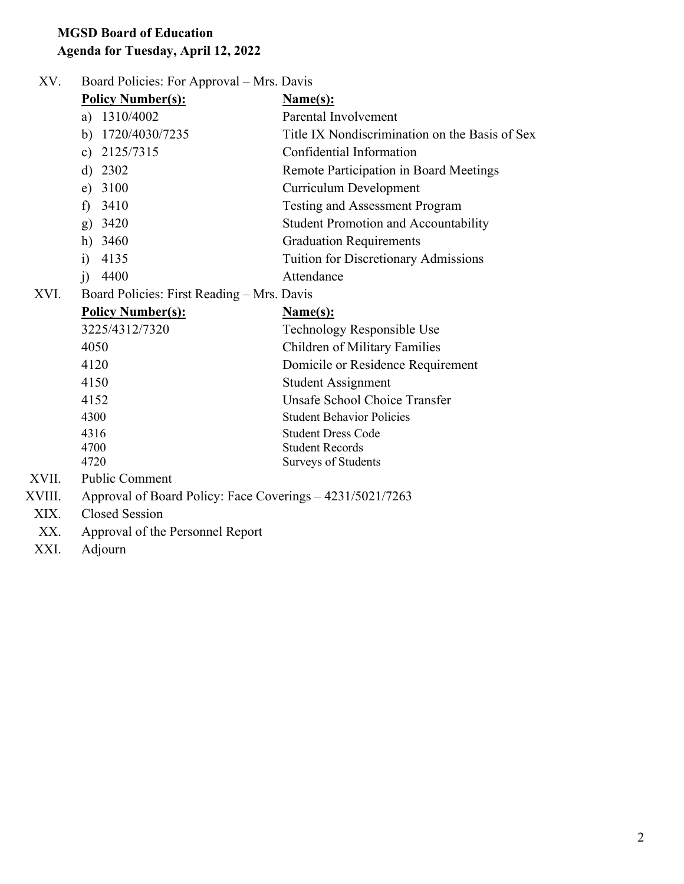**MGSD Board of Education**
**Agenda for Tuesday, April 12, 2022**

XV. Board Policies: For Approval – Mrs. Davis

| **Policy Number(s):** | **Name(s):** |
|---|---|
| a) 1310/4002 | Parental Involvement |
| b) 1720/4030/7235 | Title IX Nondiscrimination on the Basis of Sex |
| c) 2125/7315 | Confidential Information |
| d) 2302 | Remote Participation in Board Meetings |
| e) 3100 | Curriculum Development |
| f) 3410 | Testing and Assessment Program |
| g) 3420 | Student Promotion and Accountability |
| h) 3460 | Graduation Requirements |
| i) 4135 | Tuition for Discretionary Admissions |
| j) 4400 | Attendance |

XVI. Board Policies: First Reading – Mrs. Davis

| **Policy Number(s):** | **Name(s):** |
|---|---|
| 3225/4312/7320 | Technology Responsible Use |
| 4050 | Children of Military Families |
| 4120 | Domicile or Residence Requirement |
| 4150 | Student Assignment |
| 4152 | Unsafe School Choice Transfer |
| 4300 | Student Behavior Policies |
| 4316 | Student Dress Code |
| 4700 | Student Records |
| 4720 | Surveys of Students |

XVII. Public Comment

XVIII. Approval of Board Policy: Face Coverings – 4231/5021/7263

XIX. Closed Session

XX. Approval of the Personnel Report

XXI. Adjourn